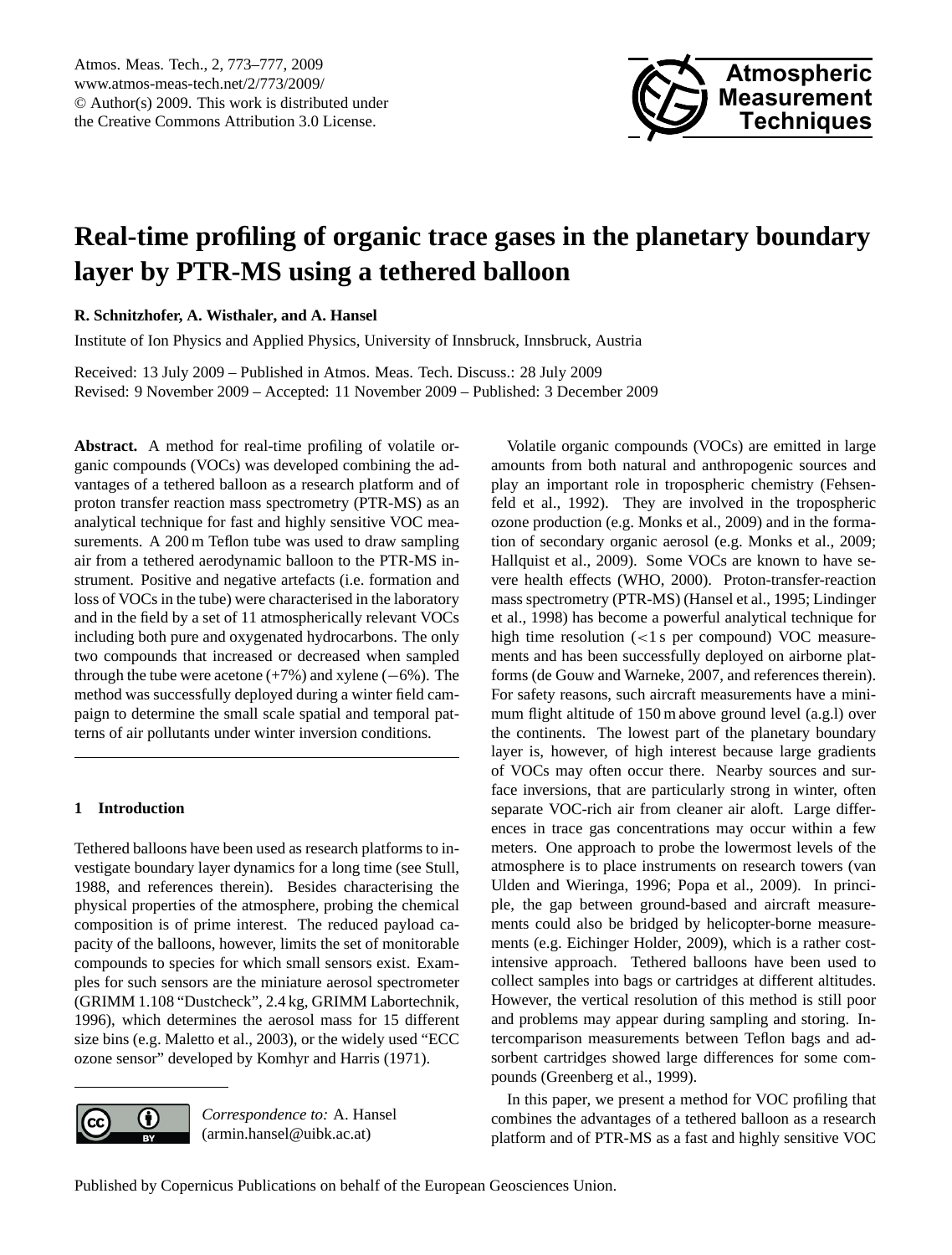# Real-time profiling of organic trace gases in the planetary boundary layer by PTR-MS using a tethered balloon

**R. Schnitzhofer, A. Wisthaler, and A. Hansel**

Institute of Ion Physics and Applied Physics, University of Innsbruck, Innsbruck, Austria

Received: 13 July 2009 – Published in Atmos. Meas. Tech. Discuss.: 28 July 2009
Revised: 9 November 2009 – Accepted: 11 November 2009 – Published: 3 December 2009

**Abstract.** A method for real-time profiling of volatile organic compounds (VOCs) was developed combining the advantages of a tethered balloon as a research platform and of proton transfer reaction mass spectrometry (PTR-MS) as an analytical technique for fast and highly sensitive VOC measurements. A 200 m Teflon tube was used to draw sampling air from a tethered aerodynamic balloon to the PTR-MS instrument. Positive and negative artefacts (i.e. formation and loss of VOCs in the tube) were characterised in the laboratory and in the field by a set of 11 atmospherically relevant VOCs including both pure and oxygenated hydrocarbons. The only two compounds that increased or decreased when sampled through the tube were acetone (+7%) and xylene (−6%). The method was successfully deployed during a winter field campaign to determine the small scale spatial and temporal patterns of air pollutants under winter inversion conditions.

## 1 Introduction

Tethered balloons have been used as research platforms to investigate boundary layer dynamics for a long time (see Stull, 1988, and references therein). Besides characterising the physical properties of the atmosphere, probing the chemical composition is of prime interest. The reduced payload capacity of the balloons, however, limits the set of monitorable compounds to species for which small sensors exist. Examples for such sensors are the miniature aerosol spectrometer (GRIMM 1.108 "Dustcheck", 2.4 kg, GRIMM Labortechnik, 1996), which determines the aerosol mass for 15 different size bins (e.g. Maletto et al., 2003), or the widely used "ECC ozone sensor" developed by Komhyr and Harris (1971).

Volatile organic compounds (VOCs) are emitted in large amounts from both natural and anthropogenic sources and play an important role in tropospheric chemistry (Fehsenfeld et al., 1992). They are involved in the tropospheric ozone production (e.g. Monks et al., 2009) and in the formation of secondary organic aerosol (e.g. Monks et al., 2009; Hallquist et al., 2009). Some VOCs are known to have severe health effects (WHO, 2000). Proton-transfer-reaction mass spectrometry (PTR-MS) (Hansel et al., 1995; Lindinger et al., 1998) has become a powerful analytical technique for high time resolution (<1 s per compound) VOC measurements and has been successfully deployed on airborne platforms (de Gouw and Warneke, 2007, and references therein). For safety reasons, such aircraft measurements have a minimum flight altitude of 150 m above ground level (a.g.l) over the continents. The lowest part of the planetary boundary layer is, however, of high interest because large gradients of VOCs may often occur there. Nearby sources and surface inversions, that are particularly strong in winter, often separate VOC-rich air from cleaner air aloft. Large differences in trace gas concentrations may occur within a few meters. One approach to probe the lowermost levels of the atmosphere is to place instruments on research towers (van Ulden and Wieringa, 1996; Popa et al., 2009). In principle, the gap between ground-based and aircraft measurements could also be bridged by helicopter-borne measurements (e.g. Eichinger Holder, 2009), which is a rather cost-intensive approach. Tethered balloons have been used to collect samples into bags or cartridges at different altitudes. However, the vertical resolution of this method is still poor and problems may appear during sampling and storing. Intercomparison measurements between Teflon bags and adsorbent cartridges showed large differences for some compounds (Greenberg et al., 1999).

In this paper, we present a method for VOC profiling that combines the advantages of a tethered balloon as a research platform and of PTR-MS as a fast and highly sensitive VOC

*Correspondence to:* A. Hansel (armin.hansel@uibk.ac.at)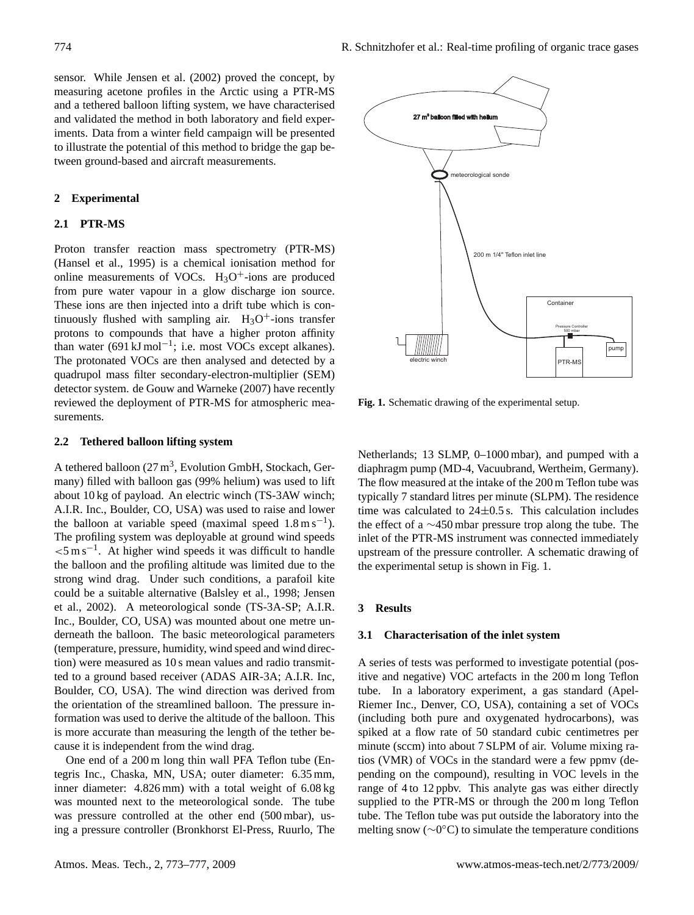sensor. While Jensen et al. (2002) proved the concept, by measuring acetone profiles in the Arctic using a PTR-MS and a tethered balloon lifting system, we have characterised and validated the method in both laboratory and field experiments. Data from a winter field campaign will be presented to illustrate the potential of this method to bridge the gap between ground-based and aircraft measurements.

## 2 Experimental

### 2.1 PTR-MS

Proton transfer reaction mass spectrometry (PTR-MS) (Hansel et al., 1995) is a chemical ionisation method for online measurements of VOCs. $H_3O^+$-ions are produced from pure water vapour in a glow discharge ion source. These ions are then injected into a drift tube which is continuously flushed with sampling air. $H_3O^+$-ions transfer protons to compounds that have a higher proton affinity than water (691 kJ mol$^{-1}$; i.e. most VOCs except alkanes). The protonated VOCs are then analysed and detected by a quadrupol mass filter secondary-electron-multiplier (SEM) detector system. de Gouw and Warneke (2007) have recently reviewed the deployment of PTR-MS for atmospheric measurements.

### 2.2 Tethered balloon lifting system

A tethered balloon (27 m$^3$, Evolution GmbH, Stockach, Germany) filled with balloon gas (99% helium) was used to lift about 10 kg of payload. An electric winch (TS-3AW winch; A.I.R. Inc., Boulder, CO, USA) was used to raise and lower the balloon at variable speed (maximal speed 1.8 m s$^{-1}$). The profiling system was deployable at ground wind speeds <5 m s$^{-1}$. At higher wind speeds it was difficult to handle the balloon and the profiling altitude was limited due to the strong wind drag. Under such conditions, a parafoil kite could be a suitable alternative (Balsley et al., 1998; Jensen et al., 2002). A meteorological sonde (TS-3A-SP; A.I.R. Inc., Boulder, CO, USA) was mounted about one metre underneath the balloon. The basic meteorological parameters (temperature, pressure, humidity, wind speed and wind direction) were measured as 10 s mean values and radio transmitted to a ground based receiver (ADAS AIR-3A; A.I.R. Inc, Boulder, CO, USA). The wind direction was derived from the orientation of the streamlined balloon. The pressure information was used to derive the altitude of the balloon. This is more accurate than measuring the length of the tether because it is independent from the wind drag.

One end of a 200 m long thin wall PFA Teflon tube (Entegris Inc., Chaska, MN, USA; outer diameter: 6.35 mm, inner diameter: 4.826 mm) with a total weight of 6.08 kg was mounted next to the meteorological sonde. The tube was pressure controlled at the other end (500 mbar), using a pressure controller (Bronkhorst El-Press, Ruurlo, The Netherlands; 13 SLMP, 0–1000 mbar), and pumped with a diaphragm pump (MD-4, Vacuubrand, Wertheim, Germany). The flow measured at the intake of the 200 m Teflon tube was typically 7 standard litres per minute (SLPM). The residence time was calculated to 24±0.5 s. This calculation includes the effect of a ∼450 mbar pressure trop along the tube. The inlet of the PTR-MS instrument was connected immediately upstream of the pressure controller. A schematic drawing of the experimental setup is shown in Fig. 1.

**Fig. 1.** Schematic drawing of the experimental setup.

## 3 Results

### 3.1 Characterisation of the inlet system

A series of tests was performed to investigate potential (positive and negative) VOC artefacts in the 200 m long Teflon tube. In a laboratory experiment, a gas standard (Apel-Riemer Inc., Denver, CO, USA), containing a set of VOCs (including both pure and oxygenated hydrocarbons), was spiked at a flow rate of 50 standard cubic centimetres per minute (sccm) into about 7 SLPM of air. Volume mixing ratios (VMR) of VOCs in the standard were a few ppmv (depending on the compound), resulting in VOC levels in the range of 4 to 12 ppbv. This analyte gas was either directly supplied to the PTR-MS or through the 200 m long Teflon tube. The Teflon tube was put outside the laboratory into the melting snow (∼0°C) to simulate the temperature conditions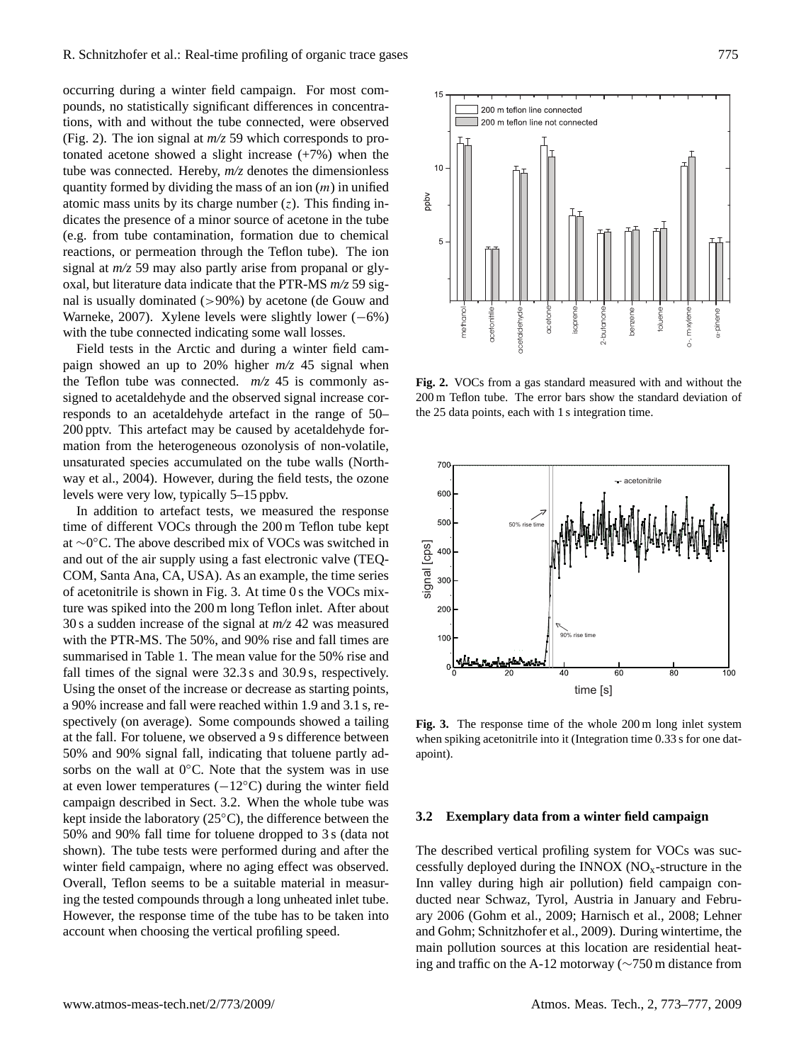occurring during a winter field campaign. For most compounds, no statistically significant differences in concentrations, with and without the tube connected, were observed (Fig. 2). The ion signal at *m/z* 59 which corresponds to protonated acetone showed a slight increase (+7%) when the tube was connected. Hereby, *m/z* denotes the dimensionless quantity formed by dividing the mass of an ion ($m$) in unified atomic mass units by its charge number ($z$). This finding indicates the presence of a minor source of acetone in the tube (e.g. from tube contamination, formation due to chemical reactions, or permeation through the Teflon tube). The ion signal at *m/z* 59 may also partly arise from propanal or glyoxal, but literature data indicate that the PTR-MS *m/z* 59 signal is usually dominated (>90%) by acetone (de Gouw and Warneke, 2007). Xylene levels were slightly lower (−6%) with the tube connected indicating some wall losses.

Field tests in the Arctic and during a winter field campaign showed an up to 20% higher *m/z* 45 signal when the Teflon tube was connected. *m/z* 45 is commonly assigned to acetaldehyde and the observed signal increase corresponds to an acetaldehyde artefact in the range of 50–200 pptv. This artefact may be caused by acetaldehyde formation from the heterogeneous ozonolysis of non-volatile, unsaturated species accumulated on the tube walls (Northway et al., 2004). However, during the field tests, the ozone levels were very low, typically 5–15 ppbv.

In addition to artefact tests, we measured the response time of different VOCs through the 200 m Teflon tube kept at ∼0°C. The above described mix of VOCs was switched in and out of the air supply using a fast electronic valve (TEQCOM, Santa Ana, CA, USA). As an example, the time series of acetonitrile is shown in Fig. 3. At time 0 s the VOCs mixture was spiked into the 200 m long Teflon inlet. After about 30 s a sudden increase of the signal at *m/z* 42 was measured with the PTR-MS. The 50%, and 90% rise and fall times are summarised in Table 1. The mean value for the 50% rise and fall times of the signal were 32.3 s and 30.9 s, respectively. Using the onset of the increase or decrease as starting points, a 90% increase and fall were reached within 1.9 and 3.1 s, respectively (on average). Some compounds showed a tailing at the fall. For toluene, we observed a 9 s difference between 50% and 90% signal fall, indicating that toluene partly adsorbs on the wall at 0°C. Note that the system was in use at even lower temperatures (−12°C) during the winter field campaign described in Sect. 3.2. When the whole tube was kept inside the laboratory (25°C), the difference between the 50% and 90% fall time for toluene dropped to 3 s (data not shown). The tube tests were performed during and after the winter field campaign, where no aging effect was observed. Overall, Teflon seems to be a suitable material in measuring the tested compounds through a long unheated inlet tube. However, the response time of the tube has to be taken into account when choosing the vertical profiling speed.

**Fig. 2.** VOCs from a gas standard measured with and without the 200 m Teflon tube. The error bars show the standard deviation of the 25 data points, each with 1 s integration time.

**Fig. 3.** The response time of the whole 200 m long inlet system when spiking acetonitrile into it (Integration time 0.33 s for one datapoint).

### 3.2 Exemplary data from a winter field campaign

The described vertical profiling system for VOCs was successfully deployed during the INNOX ($NO_x$-structure in the Inn valley during high air pollution) field campaign conducted near Schwaz, Tyrol, Austria in January and February 2006 (Gohm et al., 2009; Harnisch et al., 2008; Lehner and Gohm; Schnitzhofer et al., 2009). During wintertime, the main pollution sources at this location are residential heating and traffic on the A-12 motorway (∼750 m distance from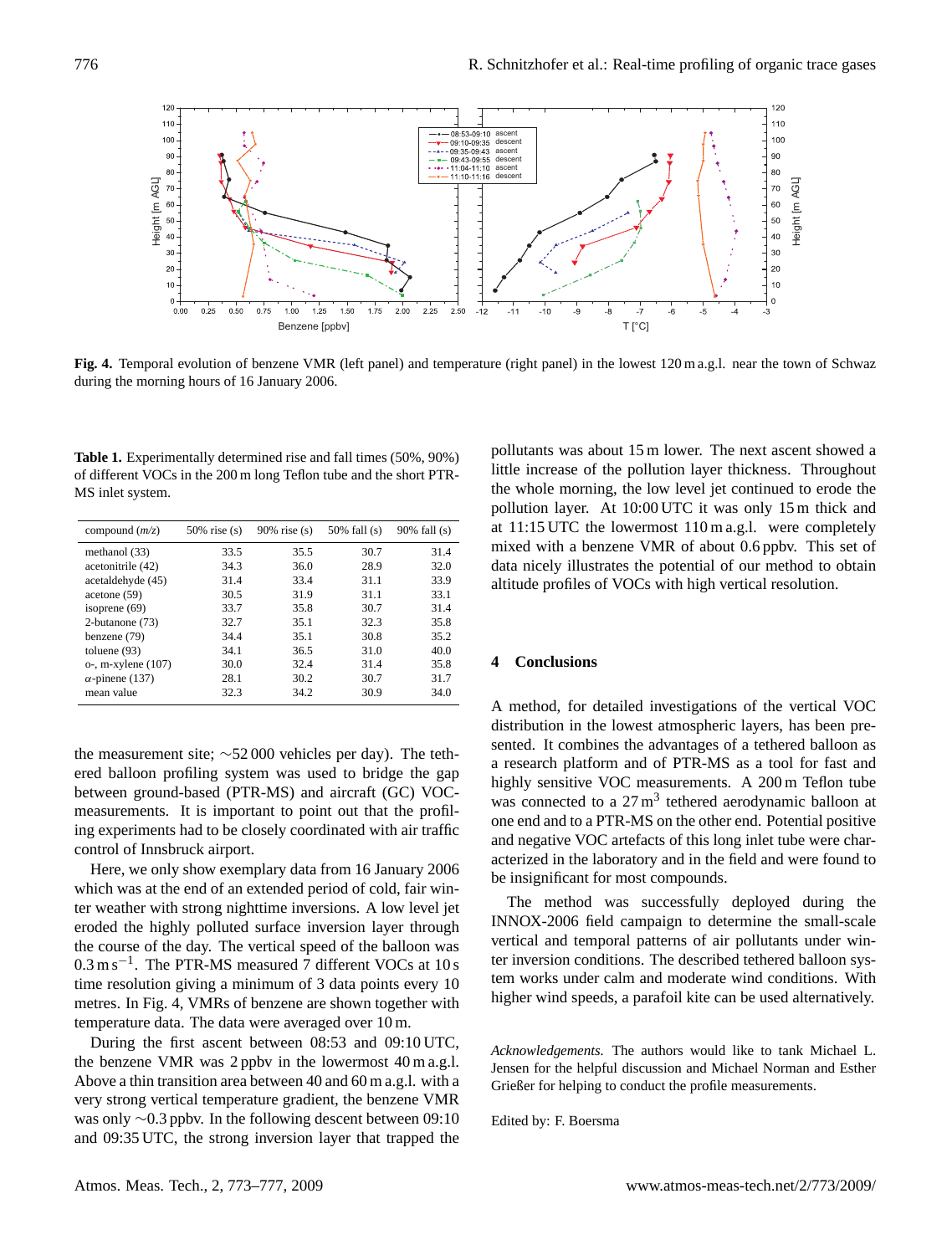**Fig. 4.** Temporal evolution of benzene VMR (left panel) and temperature (right panel) in the lowest 120 m a.g.l. near the town of Schwaz during the morning hours of 16 January 2006.

**Table 1.** Experimentally determined rise and fall times (50%, 90%) of different VOCs in the 200 m long Teflon tube and the short PTR-MS inlet system.

| compound (*m/z*) | 50% rise (s) | 90% rise (s) | 50% fall (s) | 90% fall (s) |
|---|---|---|---|---|
| methanol (33) | 33.5 | 35.5 | 30.7 | 31.4 |
| acetonitrile (42) | 34.3 | 36.0 | 28.9 | 32.0 |
| acetaldehyde (45) | 31.4 | 33.4 | 31.1 | 33.9 |
| acetone (59) | 30.5 | 31.9 | 31.1 | 33.1 |
| isoprene (69) | 33.7 | 35.8 | 30.7 | 31.4 |
| 2-butanone (73) | 32.7 | 35.1 | 32.3 | 35.8 |
| benzene (79) | 34.4 | 35.1 | 30.8 | 35.2 |
| toluene (93) | 34.1 | 36.5 | 31.0 | 40.0 |
| o-, m-xylene (107) | 30.0 | 32.4 | 31.4 | 35.8 |
| α-pinene (137) | 28.1 | 30.2 | 30.7 | 31.7 |
| mean value | 32.3 | 34.2 | 30.9 | 34.0 |

the measurement site; ∼52 000 vehicles per day). The tethered balloon profiling system was used to bridge the gap between ground-based (PTR-MS) and aircraft (GC) VOC-measurements. It is important to point out that the profiling experiments had to be closely coordinated with air traffic control of Innsbruck airport.

Here, we only show exemplary data from 16 January 2006 which was at the end of an extended period of cold, fair winter weather with strong nighttime inversions. A low level jet eroded the highly polluted surface inversion layer through the course of the day. The vertical speed of the balloon was 0.3 m s$^{-1}$. The PTR-MS measured 7 different VOCs at 10 s time resolution giving a minimum of 3 data points every 10 metres. In Fig. 4, VMRs of benzene are shown together with temperature data. The data were averaged over 10 m.

During the first ascent between 08:53 and 09:10 UTC, the benzene VMR was 2 ppbv in the lowermost 40 m a.g.l. Above a thin transition area between 40 and 60 m a.g.l. with a very strong vertical temperature gradient, the benzene VMR was only ∼0.3 ppbv. In the following descent between 09:10 and 09:35 UTC, the strong inversion layer that trapped the pollutants was about 15 m lower. The next ascent showed a little increase of the pollution layer thickness. Throughout the whole morning, the low level jet continued to erode the pollution layer. At 10:00 UTC it was only 15 m thick and at 11:15 UTC the lowermost 110 m a.g.l. were completely mixed with a benzene VMR of about 0.6 ppbv. This set of data nicely illustrates the potential of our method to obtain altitude profiles of VOCs with high vertical resolution.

## 4 Conclusions

A method, for detailed investigations of the vertical VOC distribution in the lowest atmospheric layers, has been presented. It combines the advantages of a tethered balloon as a research platform and of PTR-MS as a tool for fast and highly sensitive VOC measurements. A 200 m Teflon tube was connected to a 27 m$^3$ tethered aerodynamic balloon at one end and to a PTR-MS on the other end. Potential positive and negative VOC artefacts of this long inlet tube were characterized in the laboratory and in the field and were found to be insignificant for most compounds.

The method was successfully deployed during the INNOX-2006 field campaign to determine the small-scale vertical and temporal patterns of air pollutants under winter inversion conditions. The described tethered balloon system works under calm and moderate wind conditions. With higher wind speeds, a parafoil kite can be used alternatively.

*Acknowledgements.* The authors would like to tank Michael L. Jensen for the helpful discussion and Michael Norman and Esther Grießer for helping to conduct the profile measurements.

Edited by: F. Boersma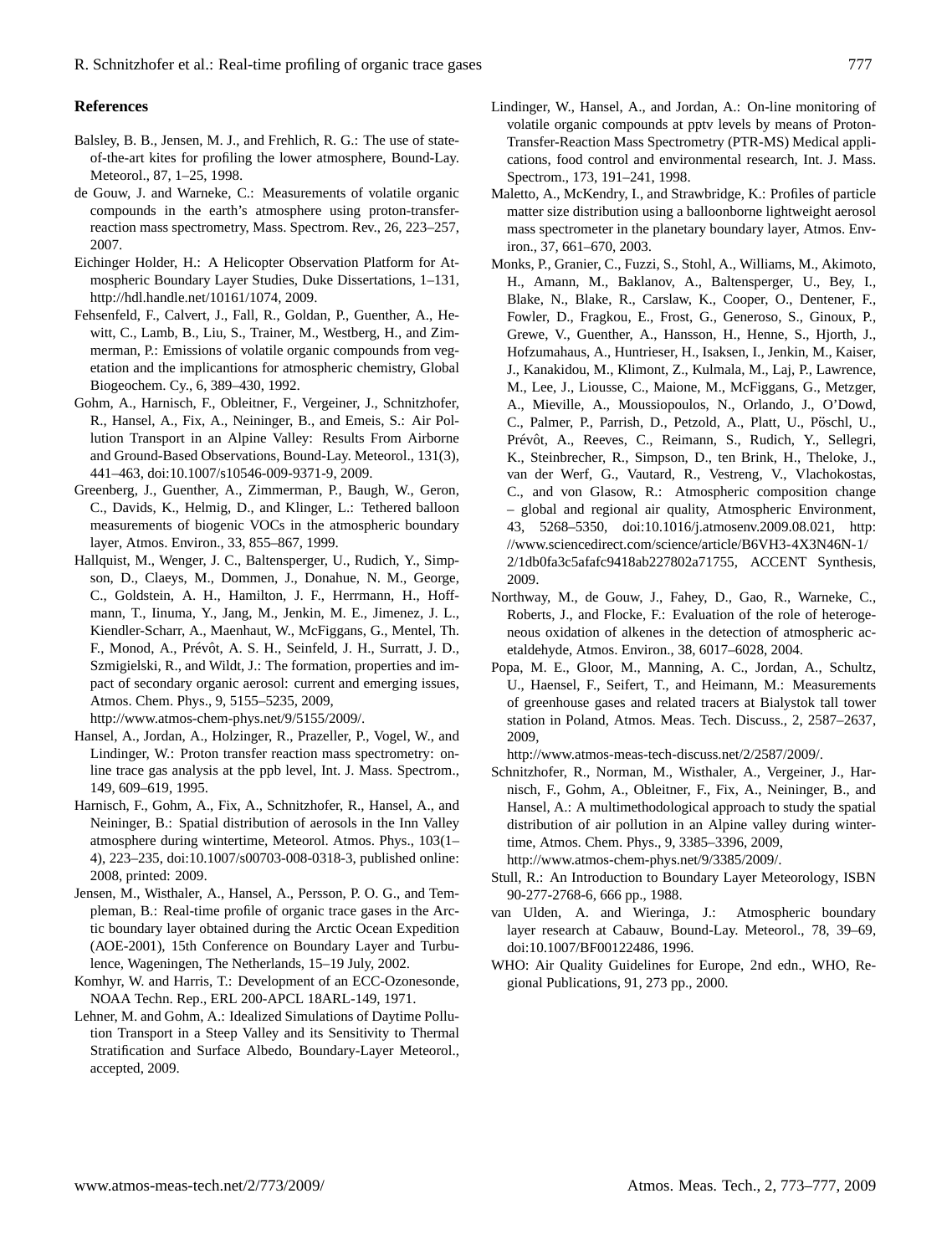## References

Balsley, B. B., Jensen, M. J., and Frehlich, R. G.: The use of state-of-the-art kites for profiling the lower atmosphere, Bound-Lay. Meteorol., 87, 1–25, 1998.

de Gouw, J. and Warneke, C.: Measurements of volatile organic compounds in the earth's atmosphere using proton-transfer-reaction mass spectrometry, Mass. Spectrom. Rev., 26, 223–257, 2007.

Eichinger Holder, H.: A Helicopter Observation Platform for Atmospheric Boundary Layer Studies, Duke Dissertations, 1–131, http://hdl.handle.net/10161/1074, 2009.

Fehsenfeld, F., Calvert, J., Fall, R., Goldan, P., Guenther, A., Hewitt, C., Lamb, B., Liu, S., Trainer, M., Westberg, H., and Zimmerman, P.: Emissions of volatile organic compounds from vegetation and the implicantions for atmospheric chemistry, Global Biogeochem. Cy., 6, 389–430, 1992.

Gohm, A., Harnisch, F., Obleitner, F., Vergeiner, J., Schnitzhofer, R., Hansel, A., Fix, A., Neininger, B., and Emeis, S.: Air Pollution Transport in an Alpine Valley: Results From Airborne and Ground-Based Observations, Bound-Lay. Meteorol., 131(3), 441–463, doi:10.1007/s10546-009-9371-9, 2009.

Greenberg, J., Guenther, A., Zimmerman, P., Baugh, W., Geron, C., Davids, K., Helmig, D., and Klinger, L.: Tethered balloon measurements of biogenic VOCs in the atmospheric boundary layer, Atmos. Environ., 33, 855–867, 1999.

Hallquist, M., Wenger, J. C., Baltensperger, U., Rudich, Y., Simpson, D., Claeys, M., Dommen, J., Donahue, N. M., George, C., Goldstein, A. H., Hamilton, J. F., Herrmann, H., Hoffmann, T., Iinuma, Y., Jang, M., Jenkin, M. E., Jimenez, J. L., Kiendler-Scharr, A., Maenhaut, W., McFiggans, G., Mentel, Th. F., Monod, A., Prévôt, A. S. H., Seinfeld, J. H., Surratt, J. D., Szmigielski, R., and Wildt, J.: The formation, properties and impact of secondary organic aerosol: current and emerging issues, Atmos. Chem. Phys., 9, 5155–5235, 2009, http://www.atmos-chem-phys.net/9/5155/2009/.

Hansel, A., Jordan, A., Holzinger, R., Prazeller, P., Vogel, W., and Lindinger, W.: Proton transfer reaction mass spectrometry: online trace gas analysis at the ppb level, Int. J. Mass. Spectrom., 149, 609–619, 1995.

Harnisch, F., Gohm, A., Fix, A., Schnitzhofer, R., Hansel, A., and Neininger, B.: Spatial distribution of aerosols in the Inn Valley atmosphere during wintertime, Meteorol. Atmos. Phys., 103(1–4), 223–235, doi:10.1007/s00703-008-0318-3, published online: 2008, printed: 2009.

Jensen, M., Wisthaler, A., Hansel, A., Persson, P. O. G., and Templeman, B.: Real-time profile of organic trace gases in the Arctic boundary layer obtained during the Arctic Ocean Expedition (AOE-2001), 15th Conference on Boundary Layer and Turbulence, Wageningen, The Netherlands, 15–19 July, 2002.

Komhyr, W. and Harris, T.: Development of an ECC-Ozonesonde, NOAA Techn. Rep., ERL 200-APCL 18ARL-149, 1971.

Lehner, M. and Gohm, A.: Idealized Simulations of Daytime Pollution Transport in a Steep Valley and its Sensitivity to Thermal Stratification and Surface Albedo, Boundary-Layer Meteorol., accepted, 2009.

Lindinger, W., Hansel, A., and Jordan, A.: On-line monitoring of volatile organic compounds at pptv levels by means of Proton-Transfer-Reaction Mass Spectrometry (PTR-MS) Medical applications, food control and environmental research, Int. J. Mass. Spectrom., 173, 191–241, 1998.

Maletto, A., McKendry, I., and Strawbridge, K.: Profiles of particle matter size distribution using a balloonborne lightweight aerosol mass spectrometer in the planetary boundary layer, Atmos. Environ., 37, 661–670, 2003.

Monks, P., Granier, C., Fuzzi, S., Stohl, A., Williams, M., Akimoto, H., Amann, M., Baklanov, A., Baltensperger, U., Bey, I., Blake, N., Blake, R., Carslaw, K., Cooper, O., Dentener, F., Fowler, D., Fragkou, E., Frost, G., Generoso, S., Ginoux, P., Grewe, V., Guenther, A., Hansson, H., Henne, S., Hjorth, J., Hofzumahaus, A., Huntrieser, H., Isaksen, I., Jenkin, M., Kaiser, J., Kanakidou, M., Klimont, Z., Kulmala, M., Laj, P., Lawrence, M., Lee, J., Liousse, C., Maione, M., McFiggans, G., Metzger, A., Mieville, A., Moussiopoulos, N., Orlando, J., O'Dowd, C., Palmer, P., Parrish, D., Petzold, A., Platt, U., Pöschl, U., Prévôt, A., Reeves, C., Reimann, S., Rudich, Y., Sellegri, K., Steinbrecher, R., Simpson, D., ten Brink, H., Theloke, J., van der Werf, G., Vautard, R., Vestreng, V., Vlachokostas, C., and von Glasow, R.: Atmospheric composition change – global and regional air quality, Atmospheric Environment, 43, 5268–5350, doi:10.1016/j.atmosenv.2009.08.021, http://www.sciencedirect.com/science/article/B6VH3-4X3N46N-1/2/1db0fa3c5afafc9418ab227802a71755, ACCENT Synthesis, 2009.

Northway, M., de Gouw, J., Fahey, D., Gao, R., Warneke, C., Roberts, J., and Flocke, F.: Evaluation of the role of heterogeneous oxidation of alkenes in the detection of atmospheric acetaldehyde, Atmos. Environ., 38, 6017–6028, 2004.

Popa, M. E., Gloor, M., Manning, A. C., Jordan, A., Schultz, U., Haensel, F., Seifert, T., and Heimann, M.: Measurements of greenhouse gases and related tracers at Bialystok tall tower station in Poland, Atmos. Meas. Tech. Discuss., 2, 2587–2637, 2009, http://www.atmos-meas-tech-discuss.net/2/2587/2009/.

Schnitzhofer, R., Norman, M., Wisthaler, A., Vergeiner, J., Harnisch, F., Gohm, A., Obleitner, F., Fix, A., Neininger, B., and Hansel, A.: A multimethodological approach to study the spatial distribution of air pollution in an Alpine valley during wintertime, Atmos. Chem. Phys., 9, 3385–3396, 2009, http://www.atmos-chem-phys.net/9/3385/2009/.

Stull, R.: An Introduction to Boundary Layer Meteorology, ISBN 90-277-2768-6, 666 pp., 1988.

van Ulden, A. and Wieringa, J.: Atmospheric boundary layer research at Cabauw, Bound-Lay. Meteorol., 78, 39–69, doi:10.1007/BF00122486, 1996.

WHO: Air Quality Guidelines for Europe, 2nd edn., WHO, Regional Publications, 91, 273 pp., 2000.